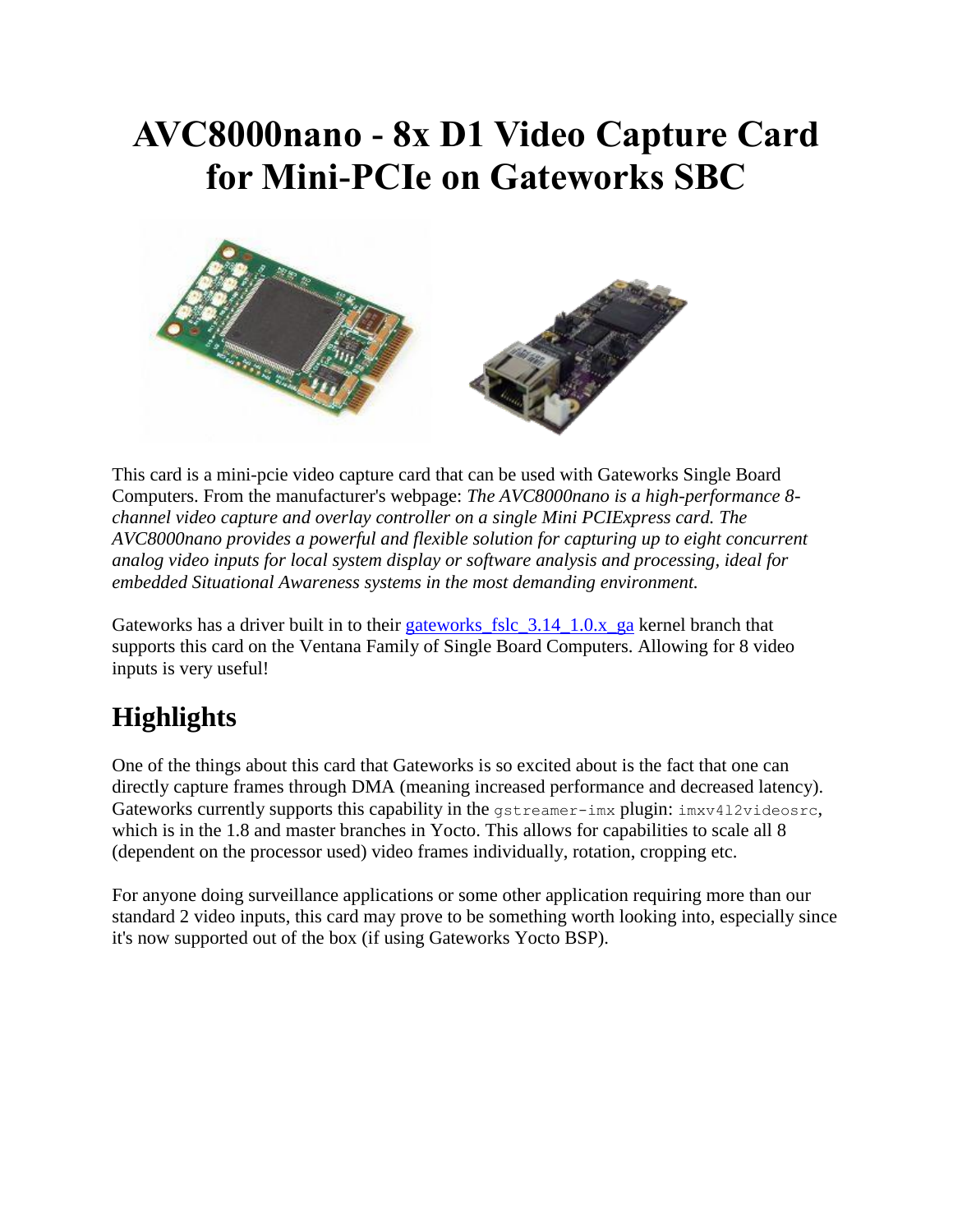# AVC8000nano - 8x D1 Video Capture Card for Mini-PCIe on Gateworks SBC

This card is a mini-pcie video capture card that can be used with Gateworks Single Board Computers. From the manufacturer's webpage: *The AVC8000nano is a high-performance 8-channel video capture and overlay controller on a single Mini PCIExpress card. The AVC8000nano provides a powerful and flexible solution for capturing up to eight concurrent analog video inputs for local system display or software analysis and processing, ideal for embedded Situational Awareness systems in the most demanding environment.*

Gateworks has a driver built in to their [gateworks_fslc_3.14_1.0.x_ga] kernel branch that supports this card on the Ventana Family of Single Board Computers. Allowing for 8 video inputs is very useful!

## Highlights

One of the things about this card that Gateworks is so excited about is the fact that one can directly capture frames through DMA (meaning increased performance and decreased latency). Gateworks currently supports this capability in the `gstreamer-imx` plugin: `imxv4l2videosrc`, which is in the 1.8 and master branches in Yocto. This allows for capabilities to scale all 8 (dependent on the processor used) video frames individually, rotation, cropping etc.

For anyone doing surveillance applications or some other application requiring more than our standard 2 video inputs, this card may prove to be something worth looking into, especially since it's now supported out of the box (if using Gateworks Yocto BSP).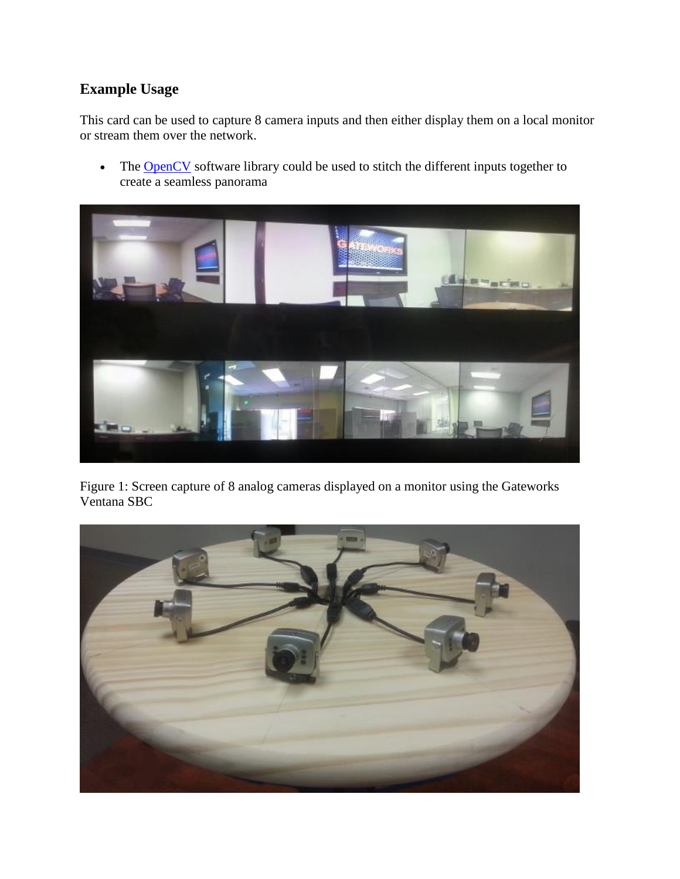## Example Usage

This card can be used to capture 8 camera inputs and then either display them on a local monitor or stream them over the network.

- The [OpenCV](OpenCV) software library could be used to stitch the different inputs together to create a seamless panorama

Figure 1: Screen capture of 8 analog cameras displayed on a monitor using the Gateworks Ventana SBC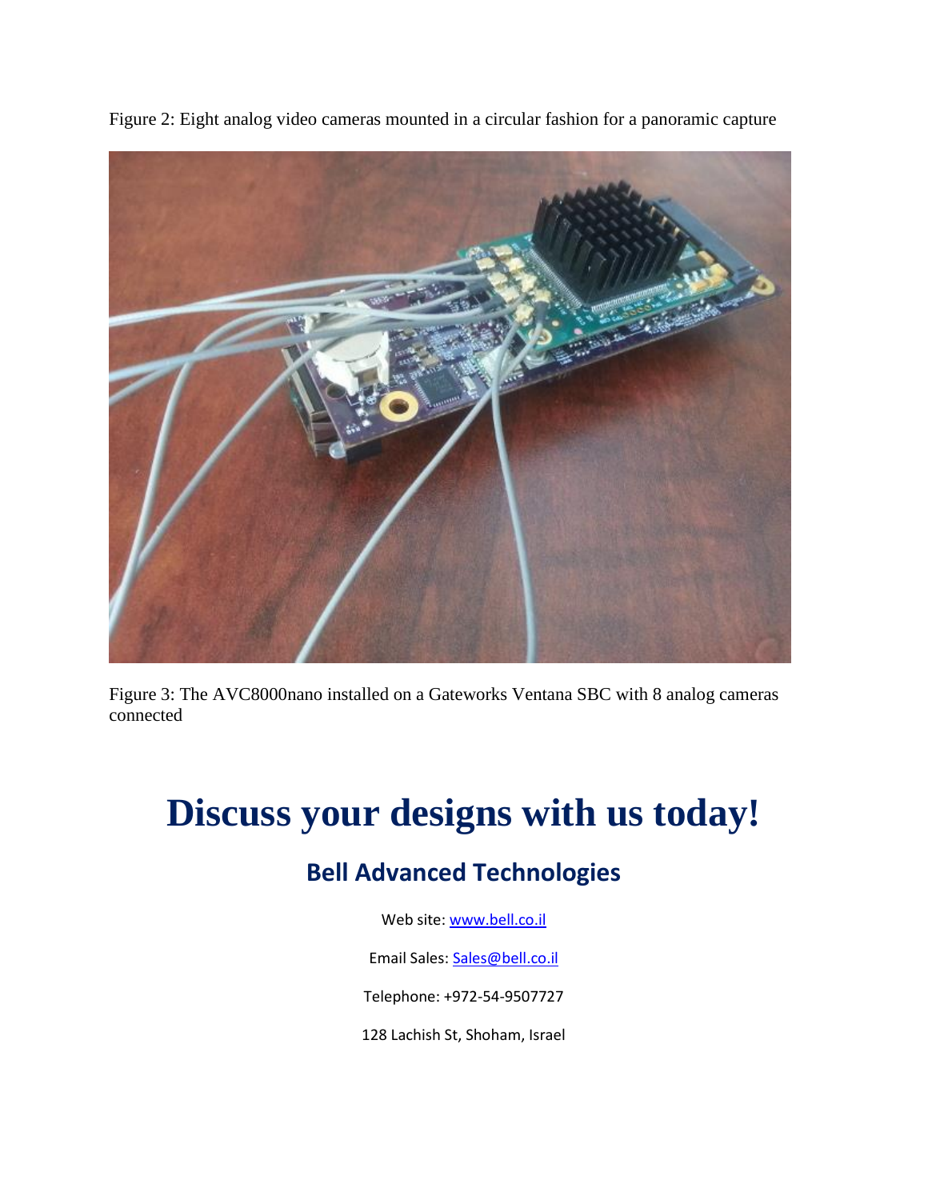Figure 2: Eight analog video cameras mounted in a circular fashion for a panoramic capture

Figure 3: The AVC8000nano installed on a Gateworks Ventana SBC with 8 analog cameras connected

# Discuss your designs with us today!

## Bell Advanced Technologies

Web site: www.bell.co.il

Email Sales: Sales@bell.co.il

Telephone: +972-54-9507727

128 Lachish St, Shoham, Israel